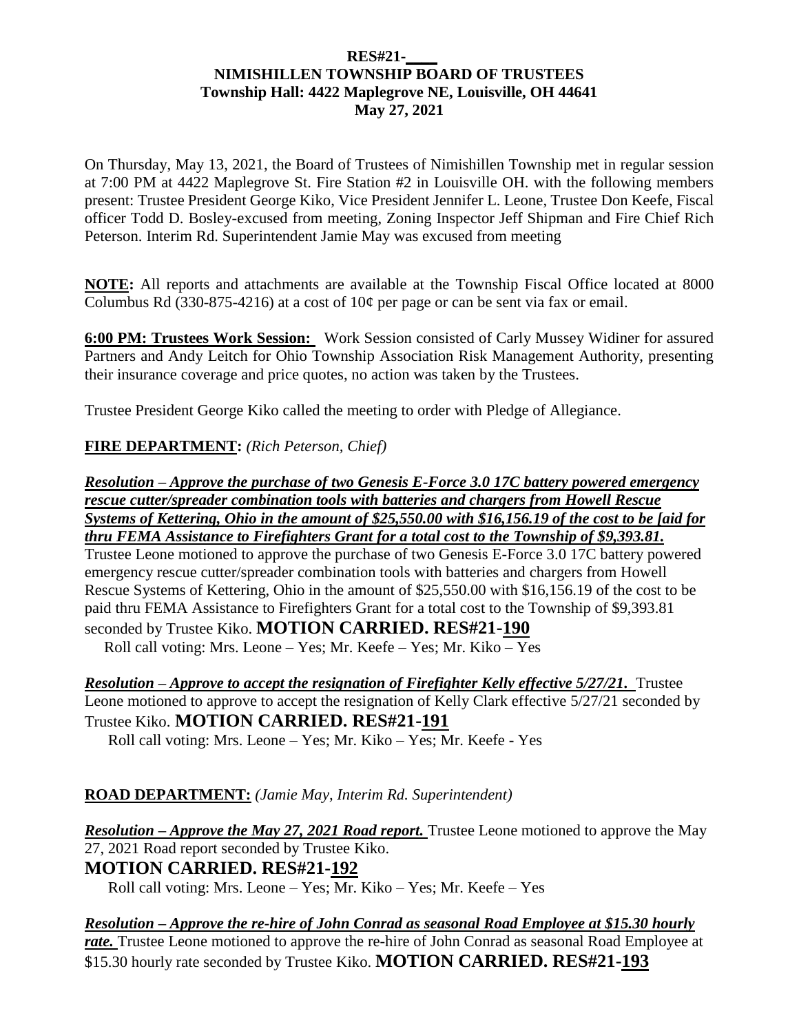**RES#21-\_\_\_\_**
**NIMISHILLEN TOWNSHIP BOARD OF TRUSTEES**
**Township Hall: 4422 Maplegrove NE, Louisville, OH 44641**
**May 27, 2021**

On Thursday, May 13, 2021, the Board of Trustees of Nimishillen Township met in regular session at 7:00 PM at 4422 Maplegrove St. Fire Station #2 in Louisville OH. with the following members present: Trustee President George Kiko, Vice President Jennifer L. Leone, Trustee Don Keefe, Fiscal officer Todd D. Bosley-excused from meeting, Zoning Inspector Jeff Shipman and Fire Chief Rich Peterson. Interim Rd. Superintendent Jamie May was excused from meeting

**NOTE:** All reports and attachments are available at the Township Fiscal Office located at 8000 Columbus Rd (330-875-4216) at a cost of 10¢ per page or can be sent via fax or email.

**6:00 PM: Trustees Work Session:** Work Session consisted of Carly Mussey Widiner for assured Partners and Andy Leitch for Ohio Township Association Risk Management Authority, presenting their insurance coverage and price quotes, no action was taken by the Trustees.

Trustee President George Kiko called the meeting to order with Pledge of Allegiance.

**FIRE DEPARTMENT:** *(Rich Peterson, Chief)*

***Resolution – Approve the purchase of two Genesis E-Force 3.0 17C battery powered emergency rescue cutter/spreader combination tools with batteries and chargers from Howell Rescue Systems of Kettering, Ohio in the amount of $25,550.00 with $16,156.19 of the cost to be [aid for thru FEMA Assistance to Firefighters Grant for a total cost to the Township of $9,393.81.***
Trustee Leone motioned to approve the purchase of two Genesis E-Force 3.0 17C battery powered emergency rescue cutter/spreader combination tools with batteries and chargers from Howell Rescue Systems of Kettering, Ohio in the amount of $25,550.00 with $16,156.19 of the cost to be paid thru FEMA Assistance to Firefighters Grant for a total cost to the Township of $9,393.81 seconded by Trustee Kiko. **MOTION CARRIED. RES#21-190**

Roll call voting: Mrs. Leone – Yes; Mr. Keefe – Yes; Mr. Kiko – Yes

***Resolution – Approve to accept the resignation of Firefighter Kelly effective 5/27/21.*** Trustee Leone motioned to approve to accept the resignation of Kelly Clark effective 5/27/21 seconded by Trustee Kiko. **MOTION CARRIED. RES#21-191**

Roll call voting: Mrs. Leone – Yes; Mr. Kiko – Yes; Mr. Keefe - Yes

**ROAD DEPARTMENT:** *(Jamie May, Interim Rd. Superintendent)*

***Resolution – Approve the May 27, 2021 Road report.*** Trustee Leone motioned to approve the May 27, 2021 Road report seconded by Trustee Kiko.
**MOTION CARRIED. RES#21-192**

Roll call voting: Mrs. Leone – Yes; Mr. Kiko – Yes; Mr. Keefe – Yes

***Resolution – Approve the re-hire of John Conrad as seasonal Road Employee at $15.30 hourly rate.*** Trustee Leone motioned to approve the re-hire of John Conrad as seasonal Road Employee at $15.30 hourly rate seconded by Trustee Kiko. **MOTION CARRIED. RES#21-193**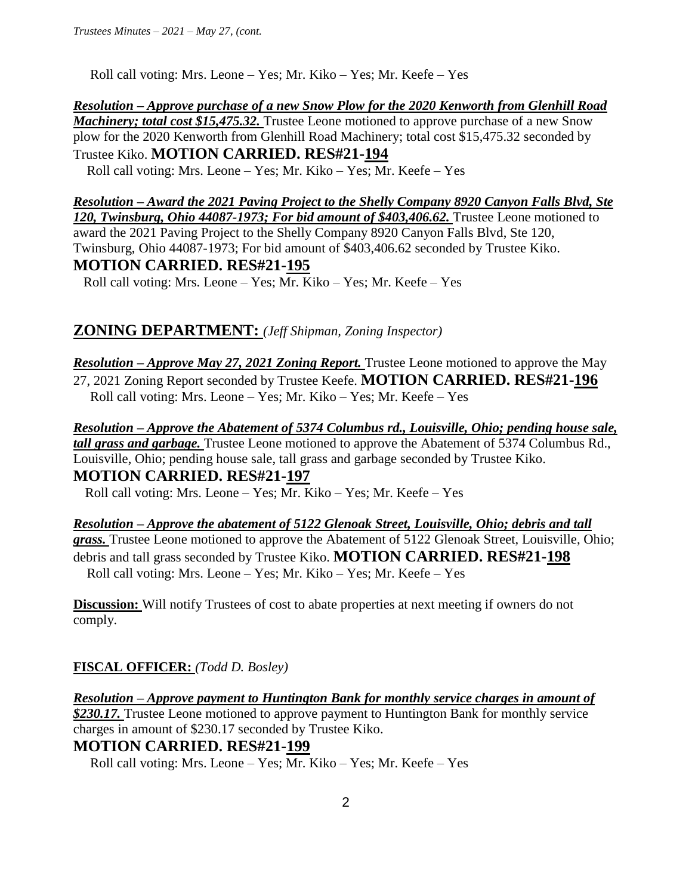Roll call voting: Mrs. Leone – Yes; Mr. Kiko – Yes; Mr. Keefe – Yes

***Resolution – Approve purchase of a new Snow Plow for the 2020 Kenworth from Glenhill Road Machinery; total cost $15,475.32.*** Trustee Leone motioned to approve purchase of a new Snow plow for the 2020 Kenworth from Glenhill Road Machinery; total cost $15,475.32 seconded by Trustee Kiko. **MOTION CARRIED. RES#21-194**

Roll call voting: Mrs. Leone – Yes; Mr. Kiko – Yes; Mr. Keefe – Yes

***Resolution – Award the 2021 Paving Project to the Shelly Company 8920 Canyon Falls Blvd, Ste 120, Twinsburg, Ohio 44087-1973; For bid amount of $403,406.62.*** Trustee Leone motioned to award the 2021 Paving Project to the Shelly Company 8920 Canyon Falls Blvd, Ste 120, Twinsburg, Ohio 44087-1973; For bid amount of $403,406.62 seconded by Trustee Kiko.

**MOTION CARRIED. RES#21-195**

Roll call voting: Mrs. Leone – Yes; Mr. Kiko – Yes; Mr. Keefe – Yes

## ZONING DEPARTMENT: *(Jeff Shipman, Zoning Inspector)*

***Resolution – Approve May 27, 2021 Zoning Report.*** Trustee Leone motioned to approve the May 27, 2021 Zoning Report seconded by Trustee Keefe. **MOTION CARRIED. RES#21-196**

Roll call voting: Mrs. Leone – Yes; Mr. Kiko – Yes; Mr. Keefe – Yes

***Resolution – Approve the Abatement of 5374 Columbus rd., Louisville, Ohio; pending house sale, tall grass and garbage.*** Trustee Leone motioned to approve the Abatement of 5374 Columbus Rd., Louisville, Ohio; pending house sale, tall grass and garbage seconded by Trustee Kiko.

**MOTION CARRIED. RES#21-197**

Roll call voting: Mrs. Leone – Yes; Mr. Kiko – Yes; Mr. Keefe – Yes

***Resolution – Approve the abatement of 5122 Glenoak Street, Louisville, Ohio; debris and tall grass.*** Trustee Leone motioned to approve the Abatement of 5122 Glenoak Street, Louisville, Ohio; debris and tall grass seconded by Trustee Kiko. **MOTION CARRIED. RES#21-198**

Roll call voting: Mrs. Leone – Yes; Mr. Kiko – Yes; Mr. Keefe – Yes

**Discussion:** Will notify Trustees of cost to abate properties at next meeting if owners do not comply.

**FISCAL OFFICER:** *(Todd D. Bosley)*

***Resolution – Approve payment to Huntington Bank for monthly service charges in amount of $230.17.*** Trustee Leone motioned to approve payment to Huntington Bank for monthly service charges in amount of $230.17 seconded by Trustee Kiko.

**MOTION CARRIED. RES#21-199**

Roll call voting: Mrs. Leone – Yes; Mr. Kiko – Yes; Mr. Keefe – Yes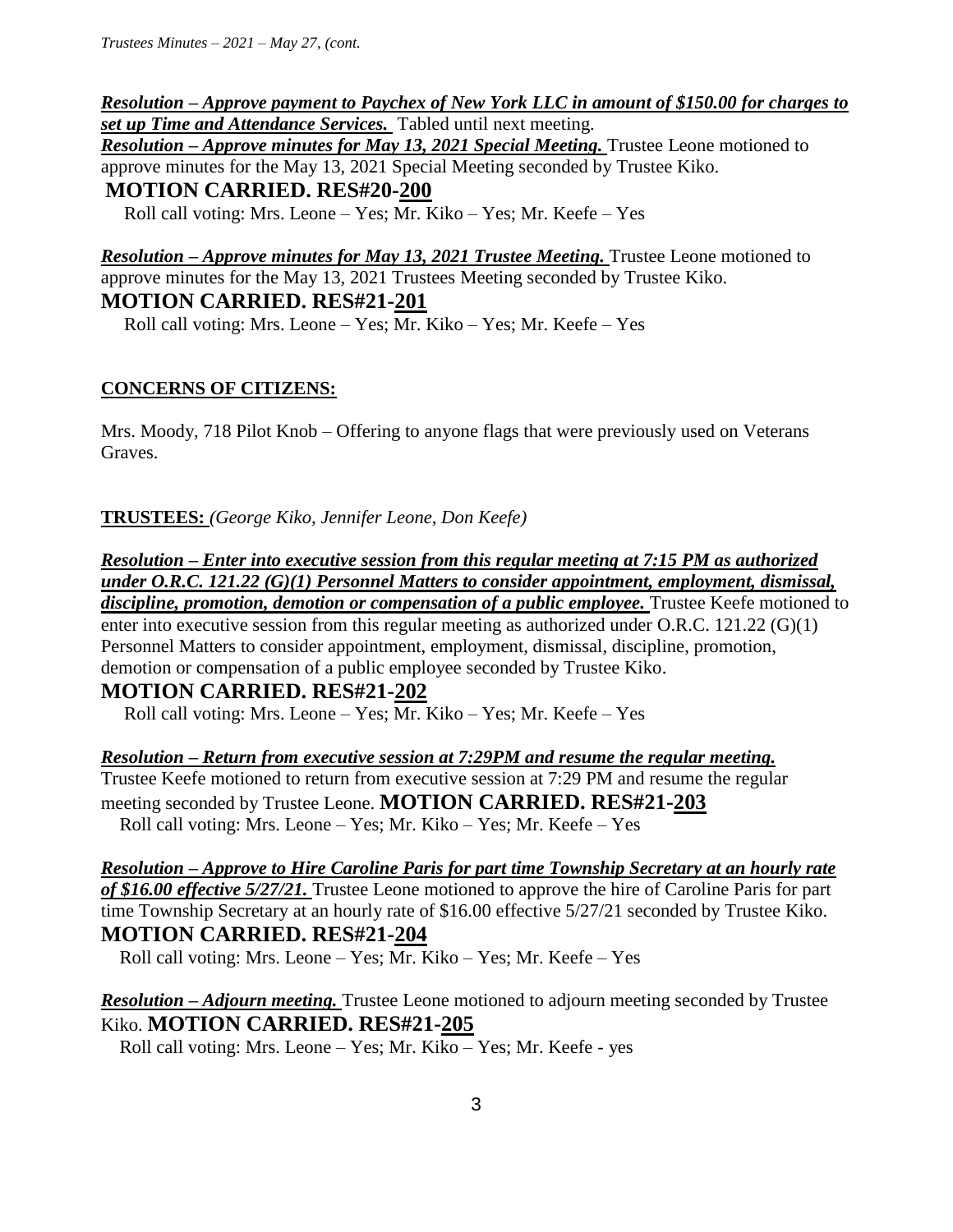***Resolution – Approve payment to Paychex of New York LLC in amount of $150.00 for charges to set up Time and Attendance Services.*** Tabled until next meeting.

***Resolution – Approve minutes for May 13, 2021 Special Meeting.*** Trustee Leone motioned to approve minutes for the May 13, 2021 Special Meeting seconded by Trustee Kiko.

**MOTION CARRIED. RES#20-200**

Roll call voting: Mrs. Leone – Yes; Mr. Kiko – Yes; Mr. Keefe – Yes

***Resolution – Approve minutes for May 13, 2021 Trustee Meeting.*** Trustee Leone motioned to approve minutes for the May 13, 2021 Trustees Meeting seconded by Trustee Kiko.

**MOTION CARRIED. RES#21-201**

Roll call voting: Mrs. Leone – Yes; Mr. Kiko – Yes; Mr. Keefe – Yes

**CONCERNS OF CITIZENS:**

Mrs. Moody, 718 Pilot Knob – Offering to anyone flags that were previously used on Veterans Graves.

**TRUSTEES:** *(George Kiko, Jennifer Leone, Don Keefe)*

***Resolution – Enter into executive session from this regular meeting at 7:15 PM as authorized under O.R.C. 121.22 (G)(1) Personnel Matters to consider appointment, employment, dismissal, discipline, promotion, demotion or compensation of a public employee.*** Trustee Keefe motioned to enter into executive session from this regular meeting as authorized under O.R.C. 121.22 (G)(1) Personnel Matters to consider appointment, employment, dismissal, discipline, promotion, demotion or compensation of a public employee seconded by Trustee Kiko.

**MOTION CARRIED. RES#21-202**

Roll call voting: Mrs. Leone – Yes; Mr. Kiko – Yes; Mr. Keefe – Yes

***Resolution – Return from executive session at 7:29PM and resume the regular meeting.*** Trustee Keefe motioned to return from executive session at 7:29 PM and resume the regular meeting seconded by Trustee Leone. **MOTION CARRIED. RES#21-203**

Roll call voting: Mrs. Leone – Yes; Mr. Kiko – Yes; Mr. Keefe – Yes

***Resolution – Approve to Hire Caroline Paris for part time Township Secretary at an hourly rate of $16.00 effective 5/27/21.*** Trustee Leone motioned to approve the hire of Caroline Paris for part time Township Secretary at an hourly rate of $16.00 effective 5/27/21 seconded by Trustee Kiko.

**MOTION CARRIED. RES#21-204**

Roll call voting: Mrs. Leone – Yes; Mr. Kiko – Yes; Mr. Keefe – Yes

***Resolution – Adjourn meeting.*** Trustee Leone motioned to adjourn meeting seconded by Trustee Kiko. **MOTION CARRIED. RES#21-205**

Roll call voting: Mrs. Leone – Yes; Mr. Kiko – Yes; Mr. Keefe - yes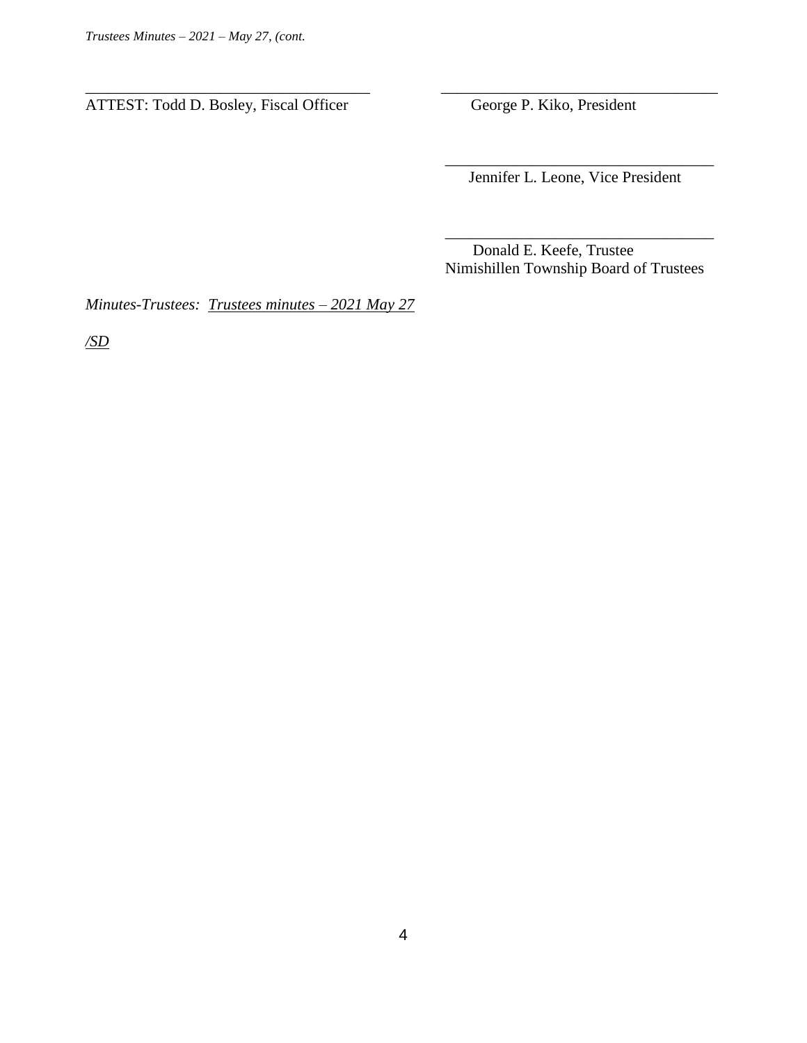\_\_\_\_\_\_\_\_\_\_\_\_\_\_\_\_\_\_\_\_\_\_\_\_\_\_\_\_\_\_\_\_\_\_\_\_
ATTEST: Todd D. Bosley, Fiscal Officer

\_\_\_\_\_\_\_\_\_\_\_\_\_\_\_\_\_\_\_\_\_\_\_\_\_\_\_\_\_\_\_\_\_\_\_\_
George P. Kiko, President

\_\_\_\_\_\_\_\_\_\_\_\_\_\_\_\_\_\_\_\_\_\_\_\_\_\_\_\_\_\_\_\_\_\_\_\_
Jennifer L. Leone, Vice President

\_\_\_\_\_\_\_\_\_\_\_\_\_\_\_\_\_\_\_\_\_\_\_\_\_\_\_\_\_\_\_\_\_\_\_\_
Donald E. Keefe, Trustee
Nimishillen Township Board of Trustees

*Minutes-Trustees: Trustees minutes – 2021 May 27*

*/SD*